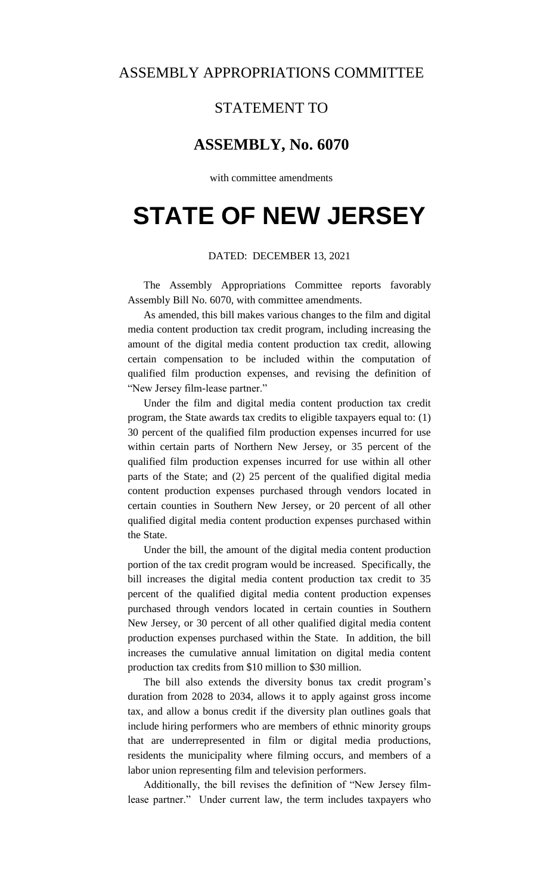ASSEMBLY APPROPRIATIONS COMMITTEE

STATEMENT TO

## ASSEMBLY, No. 6070

with committee amendments

# STATE OF NEW JERSEY

DATED: DECEMBER 13, 2021

The Assembly Appropriations Committee reports favorably Assembly Bill No. 6070, with committee amendments.

As amended, this bill makes various changes to the film and digital media content production tax credit program, including increasing the amount of the digital media content production tax credit, allowing certain compensation to be included within the computation of qualified film production expenses, and revising the definition of "New Jersey film-lease partner."

Under the film and digital media content production tax credit program, the State awards tax credits to eligible taxpayers equal to: (1) 30 percent of the qualified film production expenses incurred for use within certain parts of Northern New Jersey, or 35 percent of the qualified film production expenses incurred for use within all other parts of the State; and (2) 25 percent of the qualified digital media content production expenses purchased through vendors located in certain counties in Southern New Jersey, or 20 percent of all other qualified digital media content production expenses purchased within the State.

Under the bill, the amount of the digital media content production portion of the tax credit program would be increased. Specifically, the bill increases the digital media content production tax credit to 35 percent of the qualified digital media content production expenses purchased through vendors located in certain counties in Southern New Jersey, or 30 percent of all other qualified digital media content production expenses purchased within the State. In addition, the bill increases the cumulative annual limitation on digital media content production tax credits from $10 million to $30 million.

The bill also extends the diversity bonus tax credit program's duration from 2028 to 2034, allows it to apply against gross income tax, and allow a bonus credit if the diversity plan outlines goals that include hiring performers who are members of ethnic minority groups that are underrepresented in film or digital media productions, residents the municipality where filming occurs, and members of a labor union representing film and television performers.

Additionally, the bill revises the definition of "New Jersey film-lease partner." Under current law, the term includes taxpayers who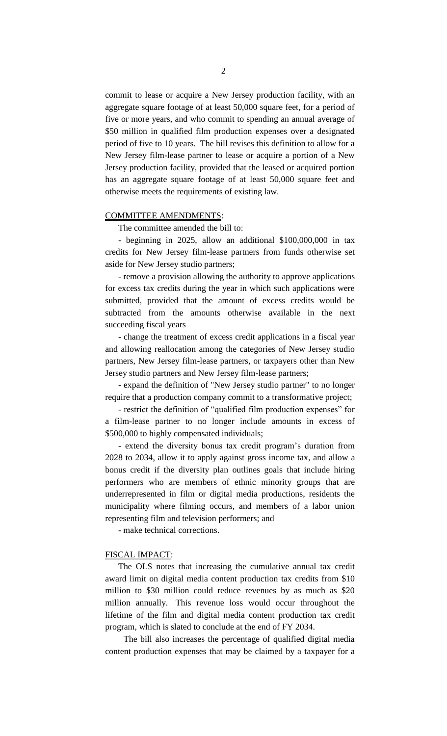commit to lease or acquire a New Jersey production facility, with an aggregate square footage of at least 50,000 square feet, for a period of five or more years, and who commit to spending an annual average of $50 million in qualified film production expenses over a designated period of five to 10 years. The bill revises this definition to allow for a New Jersey film-lease partner to lease or acquire a portion of a New Jersey production facility, provided that the leased or acquired portion has an aggregate square footage of at least 50,000 square feet and otherwise meets the requirements of existing law.

COMMITTEE AMENDMENTS:

The committee amended the bill to:

- beginning in 2025, allow an additional $100,000,000 in tax credits for New Jersey film-lease partners from funds otherwise set aside for New Jersey studio partners;

- remove a provision allowing the authority to approve applications for excess tax credits during the year in which such applications were submitted, provided that the amount of excess credits would be subtracted from the amounts otherwise available in the next succeeding fiscal years

- change the treatment of excess credit applications in a fiscal year and allowing reallocation among the categories of New Jersey studio partners, New Jersey film-lease partners, or taxpayers other than New Jersey studio partners and New Jersey film-lease partners;

- expand the definition of "New Jersey studio partner" to no longer require that a production company commit to a transformative project;

- restrict the definition of "qualified film production expenses" for a film-lease partner to no longer include amounts in excess of $500,000 to highly compensated individuals;

- extend the diversity bonus tax credit program's duration from 2028 to 2034, allow it to apply against gross income tax, and allow a bonus credit if the diversity plan outlines goals that include hiring performers who are members of ethnic minority groups that are underrepresented in film or digital media productions, residents the municipality where filming occurs, and members of a labor union representing film and television performers; and

- make technical corrections.

FISCAL IMPACT:

The OLS notes that increasing the cumulative annual tax credit award limit on digital media content production tax credits from $10 million to $30 million could reduce revenues by as much as $20 million annually. This revenue loss would occur throughout the lifetime of the film and digital media content production tax credit program, which is slated to conclude at the end of FY 2034.

The bill also increases the percentage of qualified digital media content production expenses that may be claimed by a taxpayer for a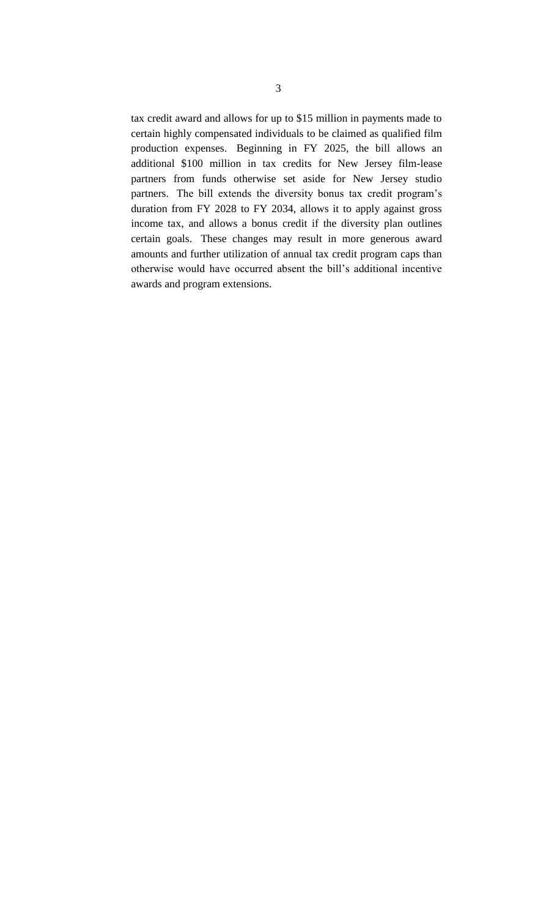tax credit award and allows for up to $15 million in payments made to certain highly compensated individuals to be claimed as qualified film production expenses. Beginning in FY 2025, the bill allows an additional $100 million in tax credits for New Jersey film-lease partners from funds otherwise set aside for New Jersey studio partners. The bill extends the diversity bonus tax credit program's duration from FY 2028 to FY 2034, allows it to apply against gross income tax, and allows a bonus credit if the diversity plan outlines certain goals. These changes may result in more generous award amounts and further utilization of annual tax credit program caps than otherwise would have occurred absent the bill's additional incentive awards and program extensions.